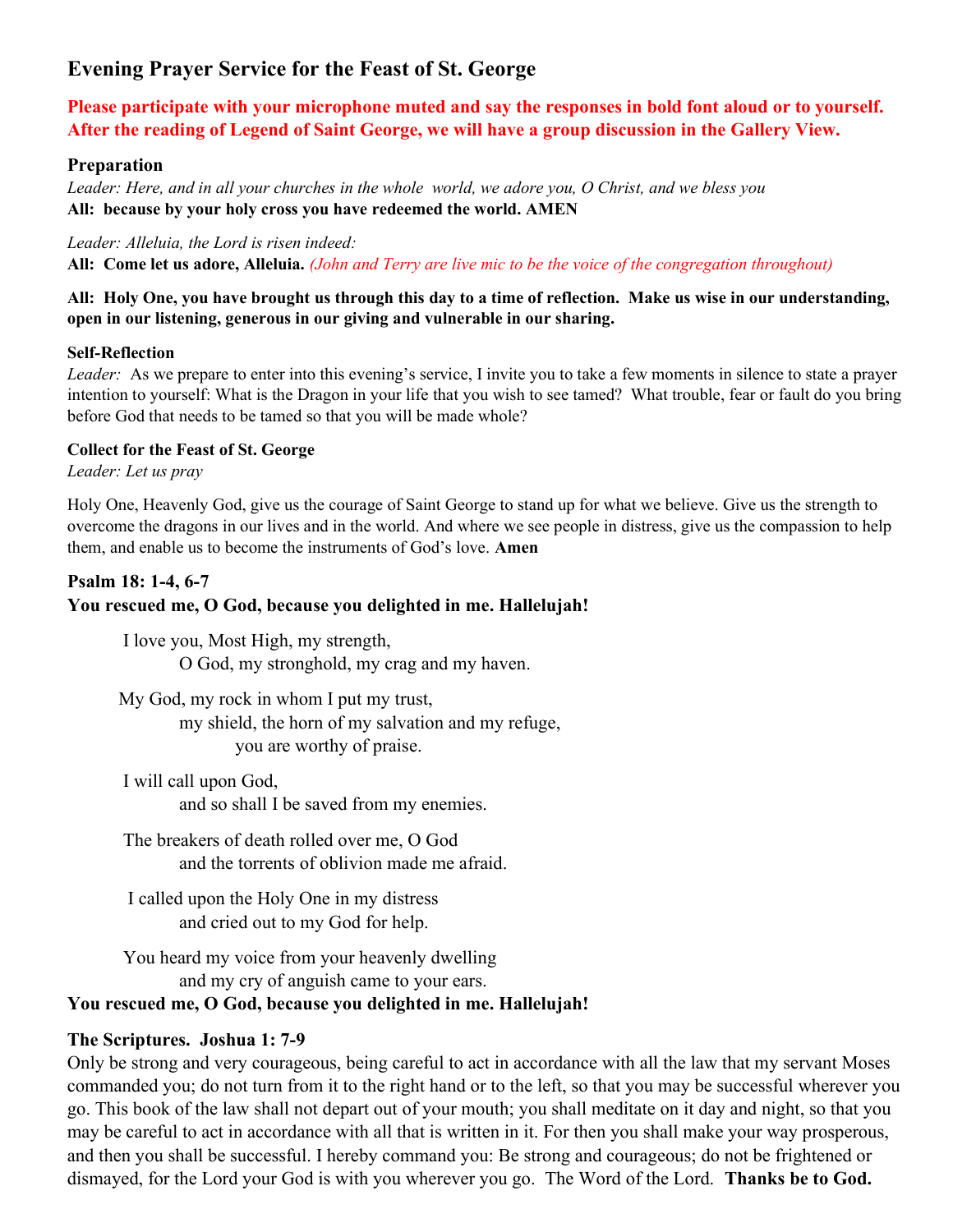# Evening Prayer Service for the Feast of St. George

**Please participate with your microphone muted and say the responses in bold font aloud or to yourself. After the reading of Legend of Saint George, we will have a group discussion in the Gallery View.**

### Preparation

*Leader: Here, and in all your churches in the whole world, we adore you, O Christ, and we bless you*
**All: because by your holy cross you have redeemed the world. AMEN**

*Leader: Alleluia, the Lord is risen indeed:*
**All: Come let us adore, Alleluia.** *(John and Terry are live mic to be the voice of the congregation throughout)*

**All: Holy One, you have brought us through this day to a time of reflection. Make us wise in our understanding, open in our listening, generous in our giving and vulnerable in our sharing.**

**Self-Reflection**

*Leader:* As we prepare to enter into this evening's service, I invite you to take a few moments in silence to state a prayer intention to yourself: What is the Dragon in your life that you wish to see tamed? What trouble, fear or fault do you bring before God that needs to be tamed so that you will be made whole?

**Collect for the Feast of St. George**

*Leader: Let us pray*

Holy One, Heavenly God, give us the courage of Saint George to stand up for what we believe. Give us the strength to overcome the dragons in our lives and in the world. And where we see people in distress, give us the compassion to help them, and enable us to become the instruments of God's love. **Amen**

### Psalm 18: 1-4, 6-7

**You rescued me, O God, because you delighted in me. Hallelujah!**

I love you, Most High, my strength,
O God, my stronghold, my crag and my haven.

My God, my rock in whom I put my trust,
my shield, the horn of my salvation and my refuge,
you are worthy of praise.

I will call upon God,
and so shall I be saved from my enemies.

The breakers of death rolled over me, O God
and the torrents of oblivion made me afraid.

I called upon the Holy One in my distress
and cried out to my God for help.

You heard my voice from your heavenly dwelling
and my cry of anguish came to your ears.

**You rescued me, O God, because you delighted in me. Hallelujah!**

### The Scriptures. Joshua 1: 7-9

Only be strong and very courageous, being careful to act in accordance with all the law that my servant Moses commanded you; do not turn from it to the right hand or to the left, so that you may be successful wherever you go. This book of the law shall not depart out of your mouth; you shall meditate on it day and night, so that you may be careful to act in accordance with all that is written in it. For then you shall make your way prosperous, and then you shall be successful. I hereby command you: Be strong and courageous; do not be frightened or dismayed, for the Lord your God is with you wherever you go. The Word of the Lord. **Thanks be to God.**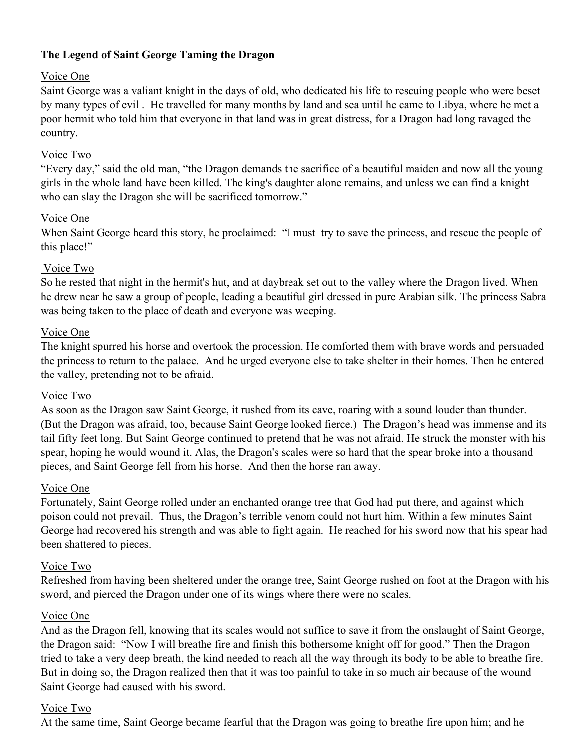**The Legend of Saint George Taming the Dragon**

Voice One

Saint George was a valiant knight in the days of old, who dedicated his life to rescuing people who were beset by many types of evil . He travelled for many months by land and sea until he came to Libya, where he met a poor hermit who told him that everyone in that land was in great distress, for a Dragon had long ravaged the country.

Voice Two

"Every day," said the old man, "the Dragon demands the sacrifice of a beautiful maiden and now all the young girls in the whole land have been killed. The king's daughter alone remains, and unless we can find a knight who can slay the Dragon she will be sacrificed tomorrow."

Voice One

When Saint George heard this story, he proclaimed: "I must try to save the princess, and rescue the people of this place!"

Voice Two

So he rested that night in the hermit's hut, and at daybreak set out to the valley where the Dragon lived. When he drew near he saw a group of people, leading a beautiful girl dressed in pure Arabian silk. The princess Sabra was being taken to the place of death and everyone was weeping.

Voice One

The knight spurred his horse and overtook the procession. He comforted them with brave words and persuaded the princess to return to the palace. And he urged everyone else to take shelter in their homes. Then he entered the valley, pretending not to be afraid.

Voice Two

As soon as the Dragon saw Saint George, it rushed from its cave, roaring with a sound louder than thunder. (But the Dragon was afraid, too, because Saint George looked fierce.) The Dragon's head was immense and its tail fifty feet long. But Saint George continued to pretend that he was not afraid. He struck the monster with his spear, hoping he would wound it. Alas, the Dragon's scales were so hard that the spear broke into a thousand pieces, and Saint George fell from his horse. And then the horse ran away.

Voice One

Fortunately, Saint George rolled under an enchanted orange tree that God had put there, and against which poison could not prevail. Thus, the Dragon's terrible venom could not hurt him. Within a few minutes Saint George had recovered his strength and was able to fight again. He reached for his sword now that his spear had been shattered to pieces.

Voice Two

Refreshed from having been sheltered under the orange tree, Saint George rushed on foot at the Dragon with his sword, and pierced the Dragon under one of its wings where there were no scales.

Voice One

And as the Dragon fell, knowing that its scales would not suffice to save it from the onslaught of Saint George, the Dragon said: "Now I will breathe fire and finish this bothersome knight off for good." Then the Dragon tried to take a very deep breath, the kind needed to reach all the way through its body to be able to breathe fire. But in doing so, the Dragon realized then that it was too painful to take in so much air because of the wound Saint George had caused with his sword.

Voice Two

At the same time, Saint George became fearful that the Dragon was going to breathe fire upon him; and he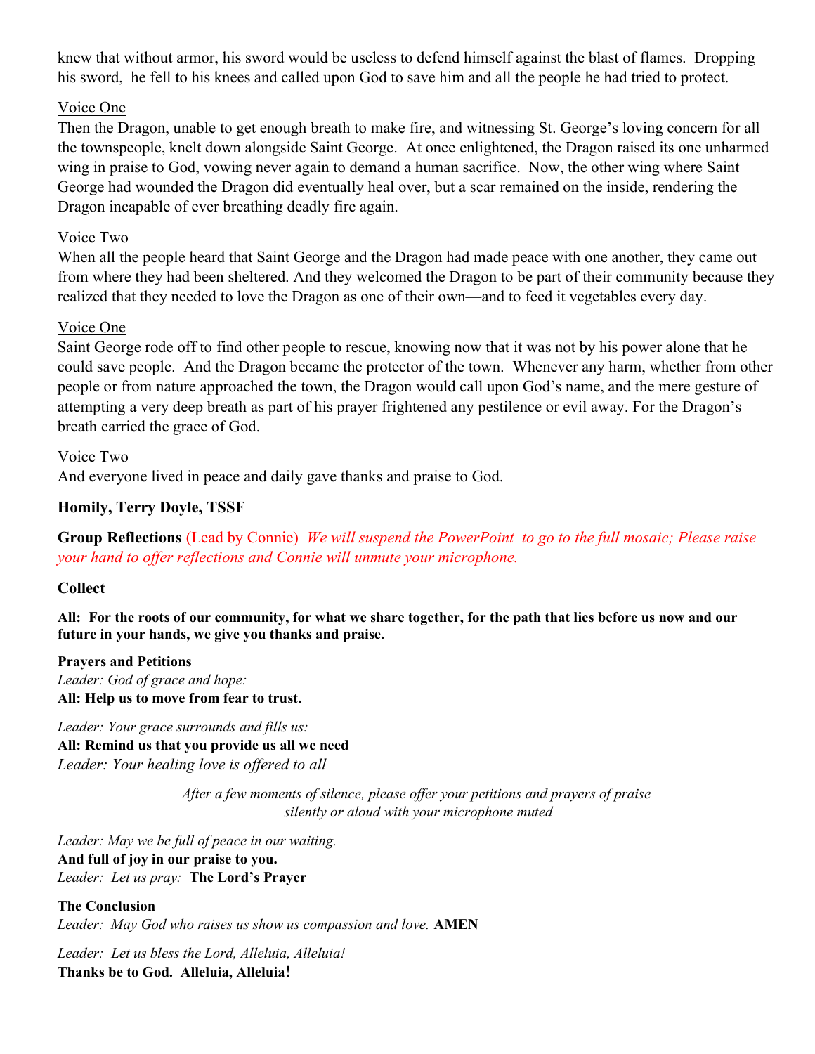knew that without armor, his sword would be useless to defend himself against the blast of flames. Dropping his sword, he fell to his knees and called upon God to save him and all the people he had tried to protect.

Voice One

Then the Dragon, unable to get enough breath to make fire, and witnessing St. George's loving concern for all the townspeople, knelt down alongside Saint George. At once enlightened, the Dragon raised its one unharmed wing in praise to God, vowing never again to demand a human sacrifice. Now, the other wing where Saint George had wounded the Dragon did eventually heal over, but a scar remained on the inside, rendering the Dragon incapable of ever breathing deadly fire again.

Voice Two

When all the people heard that Saint George and the Dragon had made peace with one another, they came out from where they had been sheltered. And they welcomed the Dragon to be part of their community because they realized that they needed to love the Dragon as one of their own—and to feed it vegetables every day.

Voice One

Saint George rode off to find other people to rescue, knowing now that it was not by his power alone that he could save people. And the Dragon became the protector of the town. Whenever any harm, whether from other people or from nature approached the town, the Dragon would call upon God's name, and the mere gesture of attempting a very deep breath as part of his prayer frightened any pestilence or evil away. For the Dragon's breath carried the grace of God.

Voice Two

And everyone lived in peace and daily gave thanks and praise to God.

**Homily, Terry Doyle, TSSF**

**Group Reflections** (Lead by Connie) *We will suspend the PowerPoint to go to the full mosaic; Please raise your hand to offer reflections and Connie will unmute your microphone.*

**Collect**

**All: For the roots of our community, for what we share together, for the path that lies before us now and our future in your hands, we give you thanks and praise.**

**Prayers and Petitions**

*Leader: God of grace and hope:*

**All: Help us to move from fear to trust.**

*Leader: Your grace surrounds and fills us:*

**All: Remind us that you provide us all we need**

*Leader: Your healing love is offered to all*

*After a few moments of silence, please offer your petitions and prayers of praise silently or aloud with your microphone muted*

*Leader: May we be full of peace in our waiting.*

**And full of joy in our praise to you.**

*Leader: Let us pray:* **The Lord's Prayer**

**The Conclusion**

*Leader: May God who raises us show us compassion and love.* **AMEN**

*Leader: Let us bless the Lord, Alleluia, Alleluia!*

**Thanks be to God. Alleluia, Alleluia!**